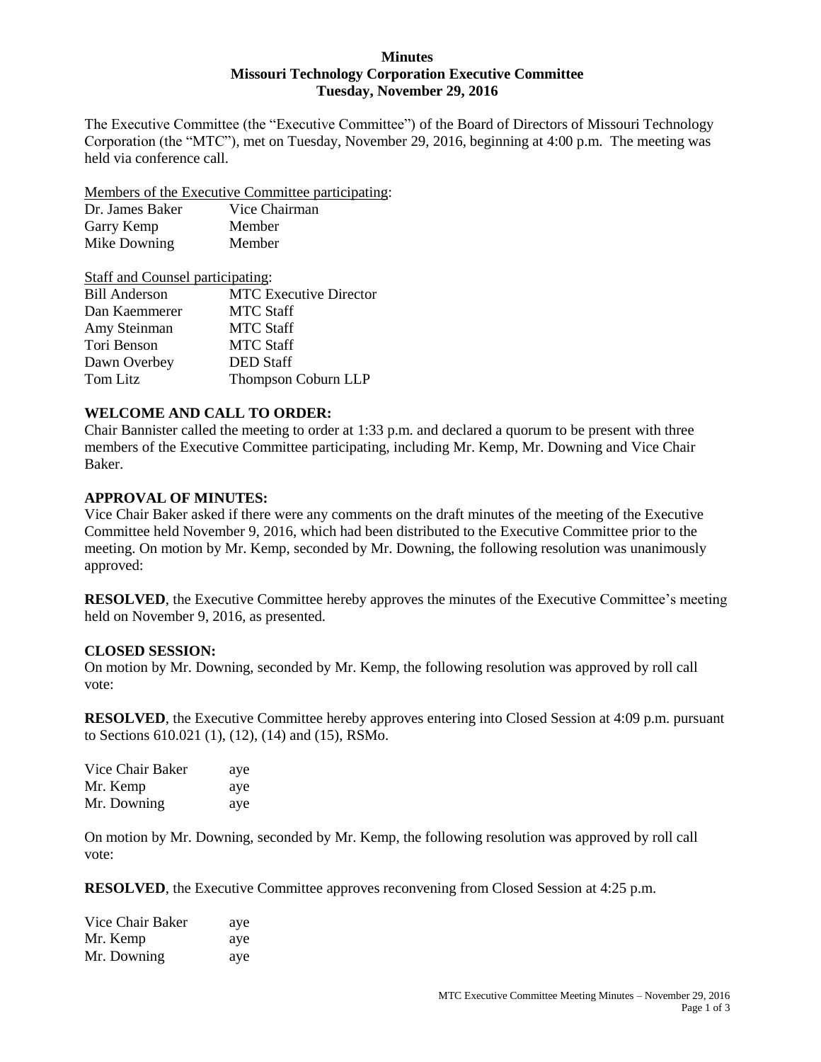**Minutes**
**Missouri Technology Corporation Executive Committee**
**Tuesday, November 29, 2016**

The Executive Committee (the "Executive Committee") of the Board of Directors of Missouri Technology Corporation (the "MTC"), met on Tuesday, November 29, 2016, beginning at 4:00 p.m. The meeting was held via conference call.

Members of the Executive Committee participating:

| | |
|---|---|
| Dr. James Baker | Vice Chairman |
| Garry Kemp | Member |
| Mike Downing | Member |

Staff and Counsel participating:

| | |
|---|---|
| Bill Anderson | MTC Executive Director |
| Dan Kaemmerer | MTC Staff |
| Amy Steinman | MTC Staff |
| Tori Benson | MTC Staff |
| Dawn Overbey | DED Staff |
| Tom Litz | Thompson Coburn LLP |

**WELCOME AND CALL TO ORDER:**
Chair Bannister called the meeting to order at 1:33 p.m. and declared a quorum to be present with three members of the Executive Committee participating, including Mr. Kemp, Mr. Downing and Vice Chair Baker.

**APPROVAL OF MINUTES:**
Vice Chair Baker asked if there were any comments on the draft minutes of the meeting of the Executive Committee held November 9, 2016, which had been distributed to the Executive Committee prior to the meeting. On motion by Mr. Kemp, seconded by Mr. Downing, the following resolution was unanimously approved:

**RESOLVED**, the Executive Committee hereby approves the minutes of the Executive Committee's meeting held on November 9, 2016, as presented.

**CLOSED SESSION:**
On motion by Mr. Downing, seconded by Mr. Kemp, the following resolution was approved by roll call vote:

**RESOLVED**, the Executive Committee hereby approves entering into Closed Session at 4:09 p.m. pursuant to Sections 610.021 (1), (12), (14) and (15), RSMo.

| | |
|---|---|
| Vice Chair Baker | aye |
| Mr. Kemp | aye |
| Mr. Downing | aye |

On motion by Mr. Downing, seconded by Mr. Kemp, the following resolution was approved by roll call vote:

**RESOLVED**, the Executive Committee approves reconvening from Closed Session at 4:25 p.m.

| | |
|---|---|
| Vice Chair Baker | aye |
| Mr. Kemp | aye |
| Mr. Downing | aye |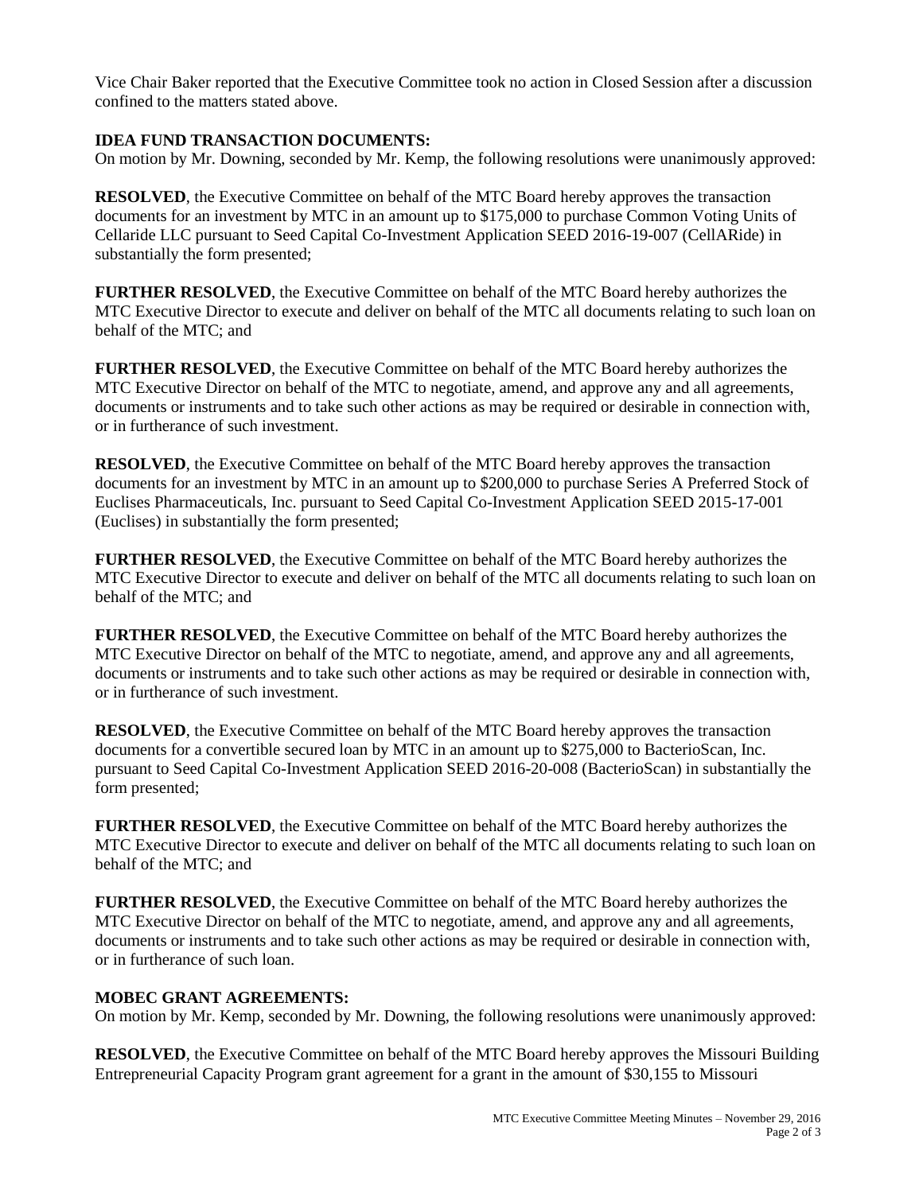Vice Chair Baker reported that the Executive Committee took no action in Closed Session after a discussion confined to the matters stated above.

**IDEA FUND TRANSACTION DOCUMENTS:**
On motion by Mr. Downing, seconded by Mr. Kemp, the following resolutions were unanimously approved:

**RESOLVED**, the Executive Committee on behalf of the MTC Board hereby approves the transaction documents for an investment by MTC in an amount up to $175,000 to purchase Common Voting Units of Cellaride LLC pursuant to Seed Capital Co-Investment Application SEED 2016-19-007 (CellARide) in substantially the form presented;

**FURTHER RESOLVED**, the Executive Committee on behalf of the MTC Board hereby authorizes the MTC Executive Director to execute and deliver on behalf of the MTC all documents relating to such loan on behalf of the MTC; and

**FURTHER RESOLVED**, the Executive Committee on behalf of the MTC Board hereby authorizes the MTC Executive Director on behalf of the MTC to negotiate, amend, and approve any and all agreements, documents or instruments and to take such other actions as may be required or desirable in connection with, or in furtherance of such investment.

**RESOLVED**, the Executive Committee on behalf of the MTC Board hereby approves the transaction documents for an investment by MTC in an amount up to $200,000 to purchase Series A Preferred Stock of Euclises Pharmaceuticals, Inc. pursuant to Seed Capital Co-Investment Application SEED 2015-17-001 (Euclises) in substantially the form presented;

**FURTHER RESOLVED**, the Executive Committee on behalf of the MTC Board hereby authorizes the MTC Executive Director to execute and deliver on behalf of the MTC all documents relating to such loan on behalf of the MTC; and

**FURTHER RESOLVED**, the Executive Committee on behalf of the MTC Board hereby authorizes the MTC Executive Director on behalf of the MTC to negotiate, amend, and approve any and all agreements, documents or instruments and to take such other actions as may be required or desirable in connection with, or in furtherance of such investment.

**RESOLVED**, the Executive Committee on behalf of the MTC Board hereby approves the transaction documents for a convertible secured loan by MTC in an amount up to $275,000 to BacterioScan, Inc. pursuant to Seed Capital Co-Investment Application SEED 2016-20-008 (BacterioScan) in substantially the form presented;

**FURTHER RESOLVED**, the Executive Committee on behalf of the MTC Board hereby authorizes the MTC Executive Director to execute and deliver on behalf of the MTC all documents relating to such loan on behalf of the MTC; and

**FURTHER RESOLVED**, the Executive Committee on behalf of the MTC Board hereby authorizes the MTC Executive Director on behalf of the MTC to negotiate, amend, and approve any and all agreements, documents or instruments and to take such other actions as may be required or desirable in connection with, or in furtherance of such loan.

**MOBEC GRANT AGREEMENTS:**
On motion by Mr. Kemp, seconded by Mr. Downing, the following resolutions were unanimously approved:

**RESOLVED**, the Executive Committee on behalf of the MTC Board hereby approves the Missouri Building Entrepreneurial Capacity Program grant agreement for a grant in the amount of $30,155 to Missouri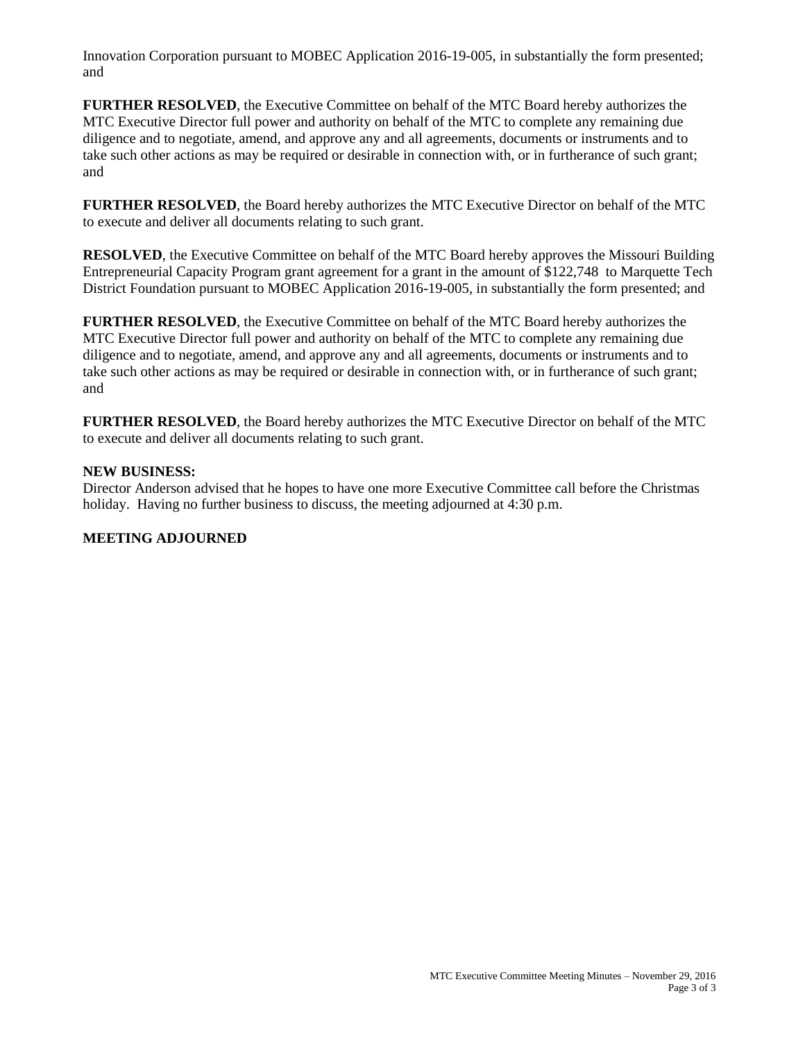Innovation Corporation pursuant to MOBEC Application 2016-19-005, in substantially the form presented; and

**FURTHER RESOLVED**, the Executive Committee on behalf of the MTC Board hereby authorizes the MTC Executive Director full power and authority on behalf of the MTC to complete any remaining due diligence and to negotiate, amend, and approve any and all agreements, documents or instruments and to take such other actions as may be required or desirable in connection with, or in furtherance of such grant; and

**FURTHER RESOLVED**, the Board hereby authorizes the MTC Executive Director on behalf of the MTC to execute and deliver all documents relating to such grant.

**RESOLVED**, the Executive Committee on behalf of the MTC Board hereby approves the Missouri Building Entrepreneurial Capacity Program grant agreement for a grant in the amount of $122,748 to Marquette Tech District Foundation pursuant to MOBEC Application 2016-19-005, in substantially the form presented; and

**FURTHER RESOLVED**, the Executive Committee on behalf of the MTC Board hereby authorizes the MTC Executive Director full power and authority on behalf of the MTC to complete any remaining due diligence and to negotiate, amend, and approve any and all agreements, documents or instruments and to take such other actions as may be required or desirable in connection with, or in furtherance of such grant; and

**FURTHER RESOLVED**, the Board hereby authorizes the MTC Executive Director on behalf of the MTC to execute and deliver all documents relating to such grant.

**NEW BUSINESS:**
Director Anderson advised that he hopes to have one more Executive Committee call before the Christmas holiday. Having no further business to discuss, the meeting adjourned at 4:30 p.m.

**MEETING ADJOURNED**